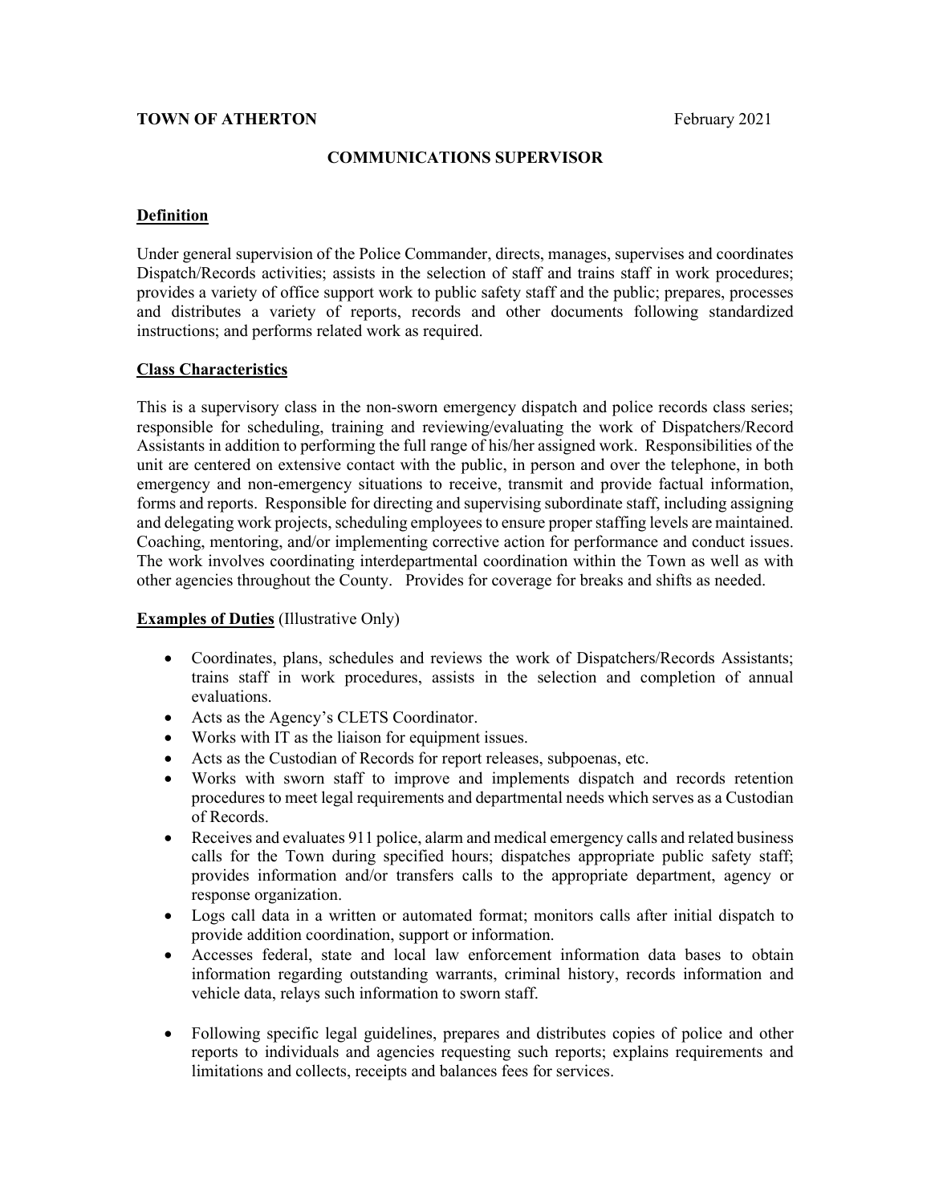**TOWN OF ATHERTON** February 2021

## COMMUNICATIONS SUPERVISOR

### Definition

Under general supervision of the Police Commander, directs, manages, supervises and coordinates Dispatch/Records activities; assists in the selection of staff and trains staff in work procedures; provides a variety of office support work to public safety staff and the public; prepares, processes and distributes a variety of reports, records and other documents following standardized instructions; and performs related work as required.

### Class Characteristics

This is a supervisory class in the non-sworn emergency dispatch and police records class series; responsible for scheduling, training and reviewing/evaluating the work of Dispatchers/Record Assistants in addition to performing the full range of his/her assigned work. Responsibilities of the unit are centered on extensive contact with the public, in person and over the telephone, in both emergency and non-emergency situations to receive, transmit and provide factual information, forms and reports. Responsible for directing and supervising subordinate staff, including assigning and delegating work projects, scheduling employees to ensure proper staffing levels are maintained. Coaching, mentoring, and/or implementing corrective action for performance and conduct issues. The work involves coordinating interdepartmental coordination within the Town as well as with other agencies throughout the County. Provides for coverage for breaks and shifts as needed.

### Examples of Duties (Illustrative Only)

- Coordinates, plans, schedules and reviews the work of Dispatchers/Records Assistants; trains staff in work procedures, assists in the selection and completion of annual evaluations.
- Acts as the Agency's CLETS Coordinator.
- Works with IT as the liaison for equipment issues.
- Acts as the Custodian of Records for report releases, subpoenas, etc.
- Works with sworn staff to improve and implements dispatch and records retention procedures to meet legal requirements and departmental needs which serves as a Custodian of Records.
- Receives and evaluates 911 police, alarm and medical emergency calls and related business calls for the Town during specified hours; dispatches appropriate public safety staff; provides information and/or transfers calls to the appropriate department, agency or response organization.
- Logs call data in a written or automated format; monitors calls after initial dispatch to provide addition coordination, support or information.
- Accesses federal, state and local law enforcement information data bases to obtain information regarding outstanding warrants, criminal history, records information and vehicle data, relays such information to sworn staff.
- Following specific legal guidelines, prepares and distributes copies of police and other reports to individuals and agencies requesting such reports; explains requirements and limitations and collects, receipts and balances fees for services.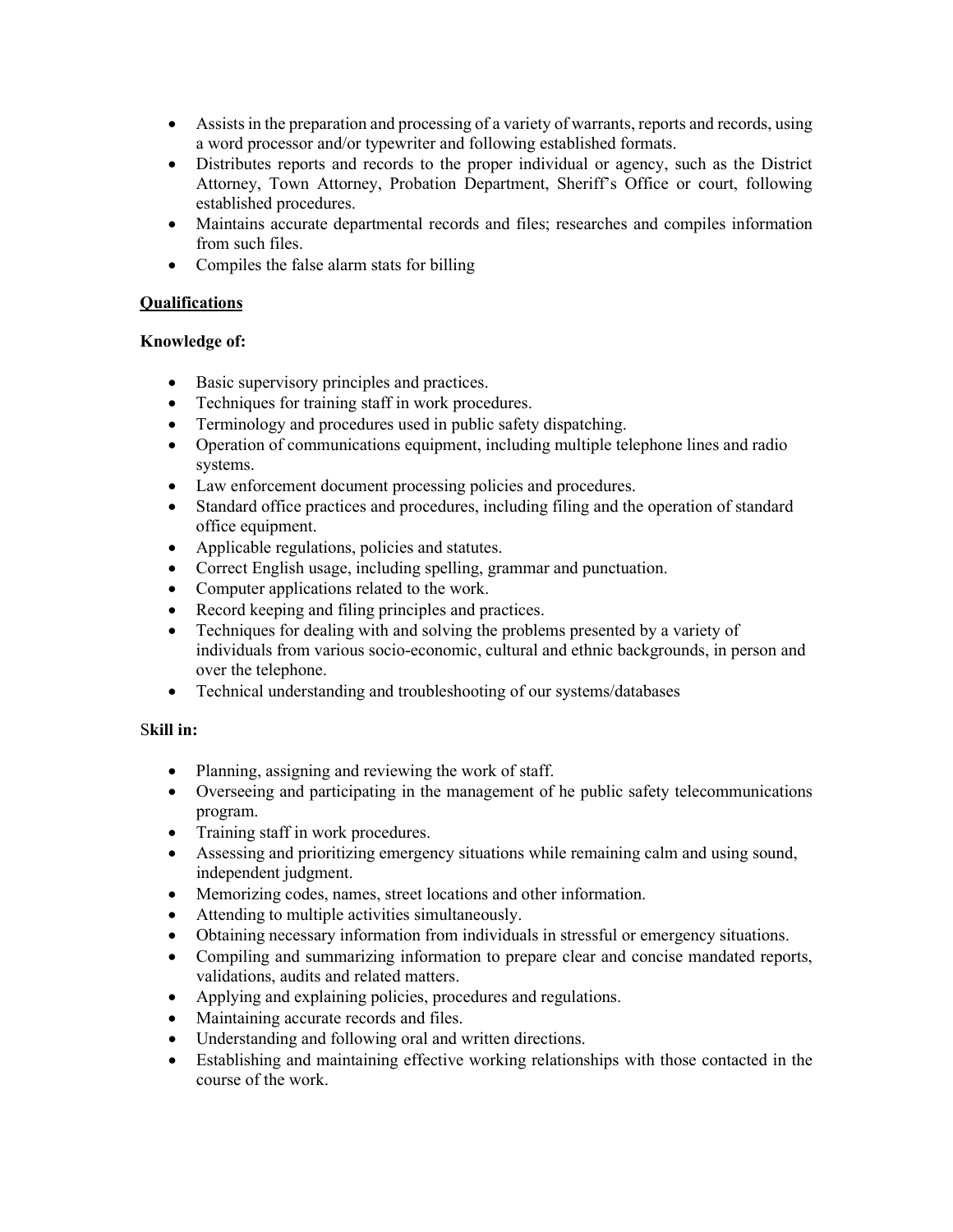- Assists in the preparation and processing of a variety of warrants, reports and records, using a word processor and/or typewriter and following established formats.
- Distributes reports and records to the proper individual or agency, such as the District Attorney, Town Attorney, Probation Department, Sheriff's Office or court, following established procedures.
- Maintains accurate departmental records and files; researches and compiles information from such files.
- Compiles the false alarm stats for billing

## Qualifications

**Knowledge of:**

- Basic supervisory principles and practices.
- Techniques for training staff in work procedures.
- Terminology and procedures used in public safety dispatching.
- Operation of communications equipment, including multiple telephone lines and radio systems.
- Law enforcement document processing policies and procedures.
- Standard office practices and procedures, including filing and the operation of standard office equipment.
- Applicable regulations, policies and statutes.
- Correct English usage, including spelling, grammar and punctuation.
- Computer applications related to the work.
- Record keeping and filing principles and practices.
- Techniques for dealing with and solving the problems presented by a variety of individuals from various socio-economic, cultural and ethnic backgrounds, in person and over the telephone.
- Technical understanding and troubleshooting of our systems/databases

**Skill in:**

- Planning, assigning and reviewing the work of staff.
- Overseeing and participating in the management of he public safety telecommunications program.
- Training staff in work procedures.
- Assessing and prioritizing emergency situations while remaining calm and using sound, independent judgment.
- Memorizing codes, names, street locations and other information.
- Attending to multiple activities simultaneously.
- Obtaining necessary information from individuals in stressful or emergency situations.
- Compiling and summarizing information to prepare clear and concise mandated reports, validations, audits and related matters.
- Applying and explaining policies, procedures and regulations.
- Maintaining accurate records and files.
- Understanding and following oral and written directions.
- Establishing and maintaining effective working relationships with those contacted in the course of the work.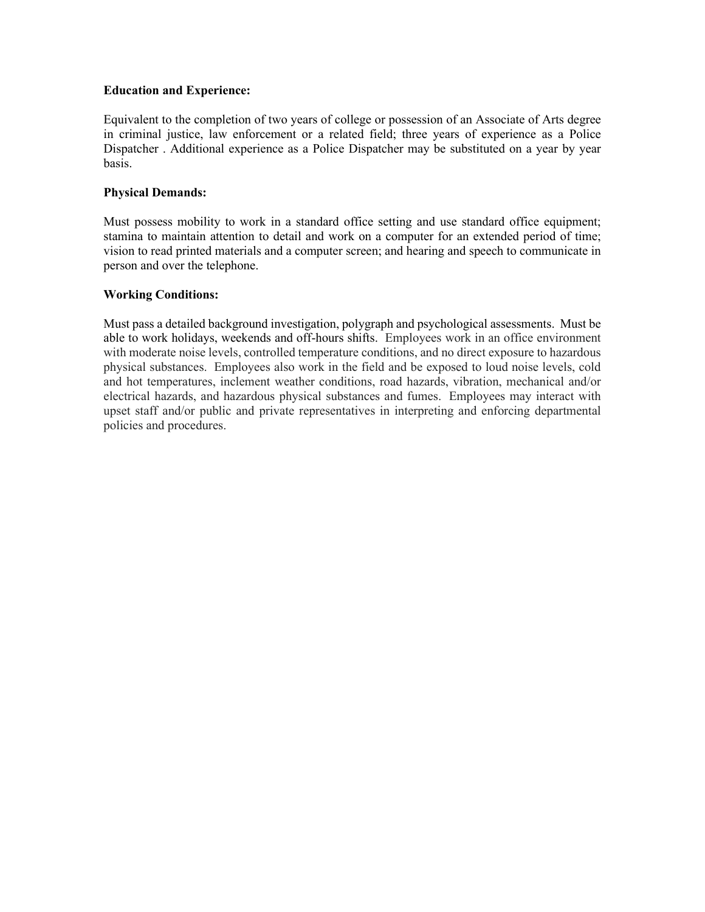**Education and Experience:**

Equivalent to the completion of two years of college or possession of an Associate of Arts degree in criminal justice, law enforcement or a related field; three years of experience as a Police Dispatcher . Additional experience as a Police Dispatcher may be substituted on a year by year basis.

**Physical Demands:**

Must possess mobility to work in a standard office setting and use standard office equipment; stamina to maintain attention to detail and work on a computer for an extended period of time; vision to read printed materials and a computer screen; and hearing and speech to communicate in person and over the telephone.

**Working Conditions:**

Must pass a detailed background investigation, polygraph and psychological assessments. Must be able to work holidays, weekends and off-hours shifts. Employees work in an office environment with moderate noise levels, controlled temperature conditions, and no direct exposure to hazardous physical substances. Employees also work in the field and be exposed to loud noise levels, cold and hot temperatures, inclement weather conditions, road hazards, vibration, mechanical and/or electrical hazards, and hazardous physical substances and fumes. Employees may interact with upset staff and/or public and private representatives in interpreting and enforcing departmental policies and procedures.